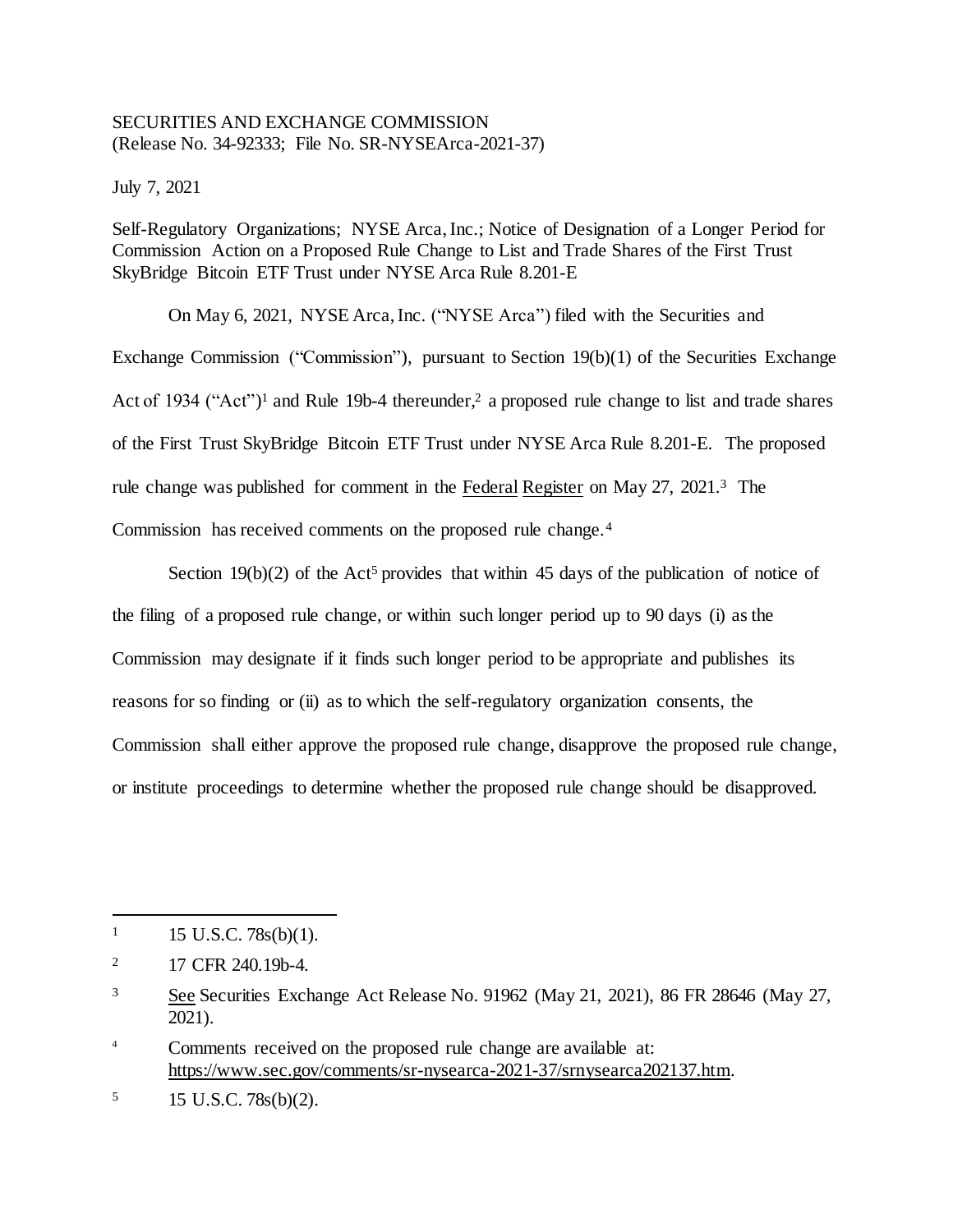SECURITIES AND EXCHANGE COMMISSION
(Release No. 34-92333; File No. SR-NYSEArca-2021-37)

July 7, 2021

Self-Regulatory Organizations; NYSE Arca, Inc.; Notice of Designation of a Longer Period for Commission Action on a Proposed Rule Change to List and Trade Shares of the First Trust SkyBridge Bitcoin ETF Trust under NYSE Arca Rule 8.201-E

On May 6, 2021, NYSE Arca, Inc. ("NYSE Arca") filed with the Securities and Exchange Commission ("Commission"), pursuant to Section 19(b)(1) of the Securities Exchange Act of 1934 ("Act")[1] and Rule 19b-4 thereunder,[2] a proposed rule change to list and trade shares of the First Trust SkyBridge Bitcoin ETF Trust under NYSE Arca Rule 8.201-E. The proposed rule change was published for comment in the Federal Register on May 27, 2021.[3] The Commission has received comments on the proposed rule change.[4]

Section 19(b)(2) of the Act[5] provides that within 45 days of the publication of notice of the filing of a proposed rule change, or within such longer period up to 90 days (i) as the Commission may designate if it finds such longer period to be appropriate and publishes its reasons for so finding or (ii) as to which the self-regulatory organization consents, the Commission shall either approve the proposed rule change, disapprove the proposed rule change, or institute proceedings to determine whether the proposed rule change should be disapproved.

---

[1] 15 U.S.C. 78s(b)(1).

[2] 17 CFR 240.19b-4.

[3] See Securities Exchange Act Release No. 91962 (May 21, 2021), 86 FR 28646 (May 27, 2021).

[4] Comments received on the proposed rule change are available at: https://www.sec.gov/comments/sr-nysearca-2021-37/srnysearca202137.htm.

[5] 15 U.S.C. 78s(b)(2).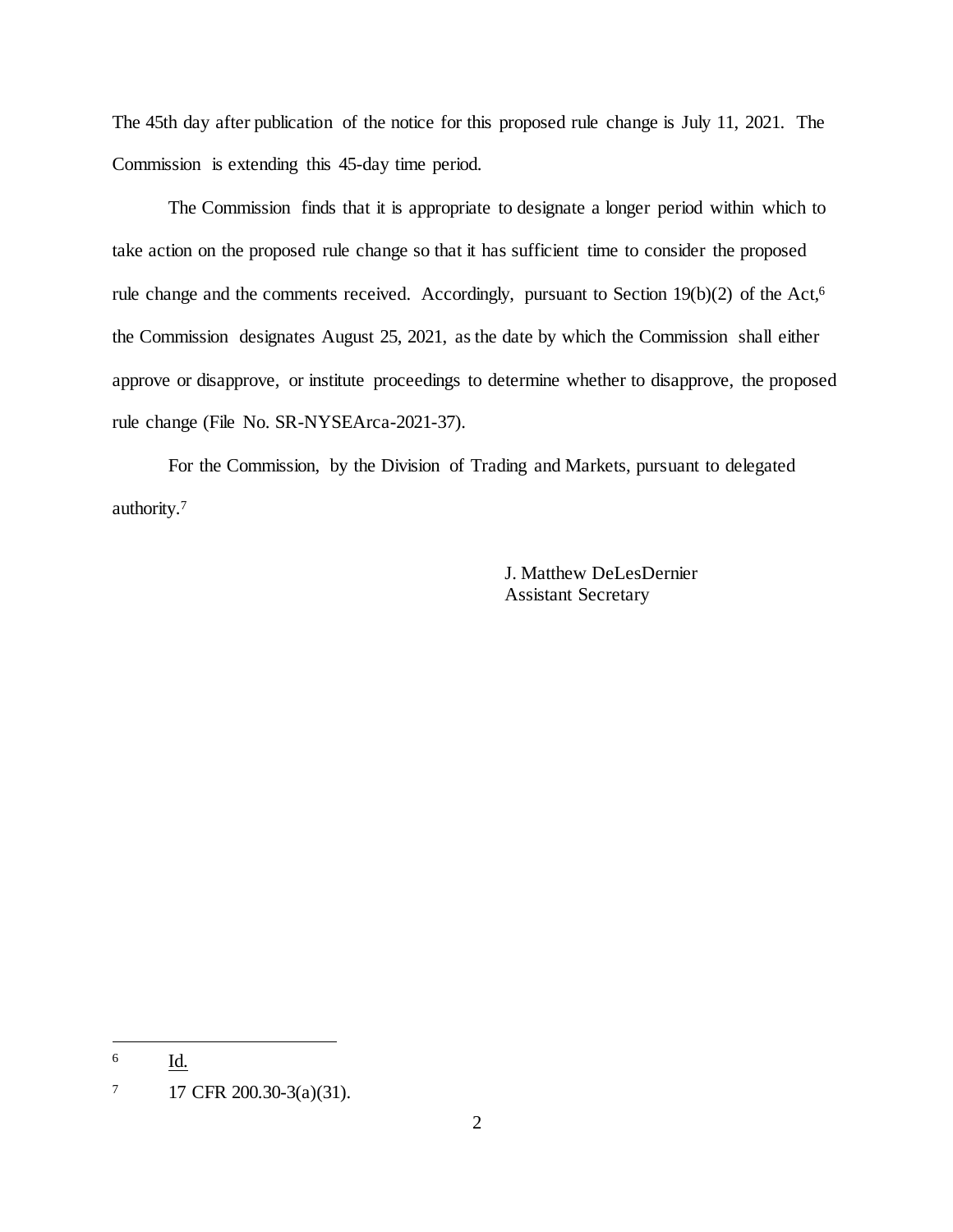The 45th day after publication of the notice for this proposed rule change is July 11, 2021. The Commission is extending this 45-day time period.

The Commission finds that it is appropriate to designate a longer period within which to take action on the proposed rule change so that it has sufficient time to consider the proposed rule change and the comments received. Accordingly, pursuant to Section 19(b)(2) of the Act,[6] the Commission designates August 25, 2021, as the date by which the Commission shall either approve or disapprove, or institute proceedings to determine whether to disapprove, the proposed rule change (File No. SR-NYSEArca-2021-37).

For the Commission, by the Division of Trading and Markets, pursuant to delegated authority.[7]

J. Matthew DeLesDernier
Assistant Secretary

---

6 Id.

7 17 CFR 200.30-3(a)(31).